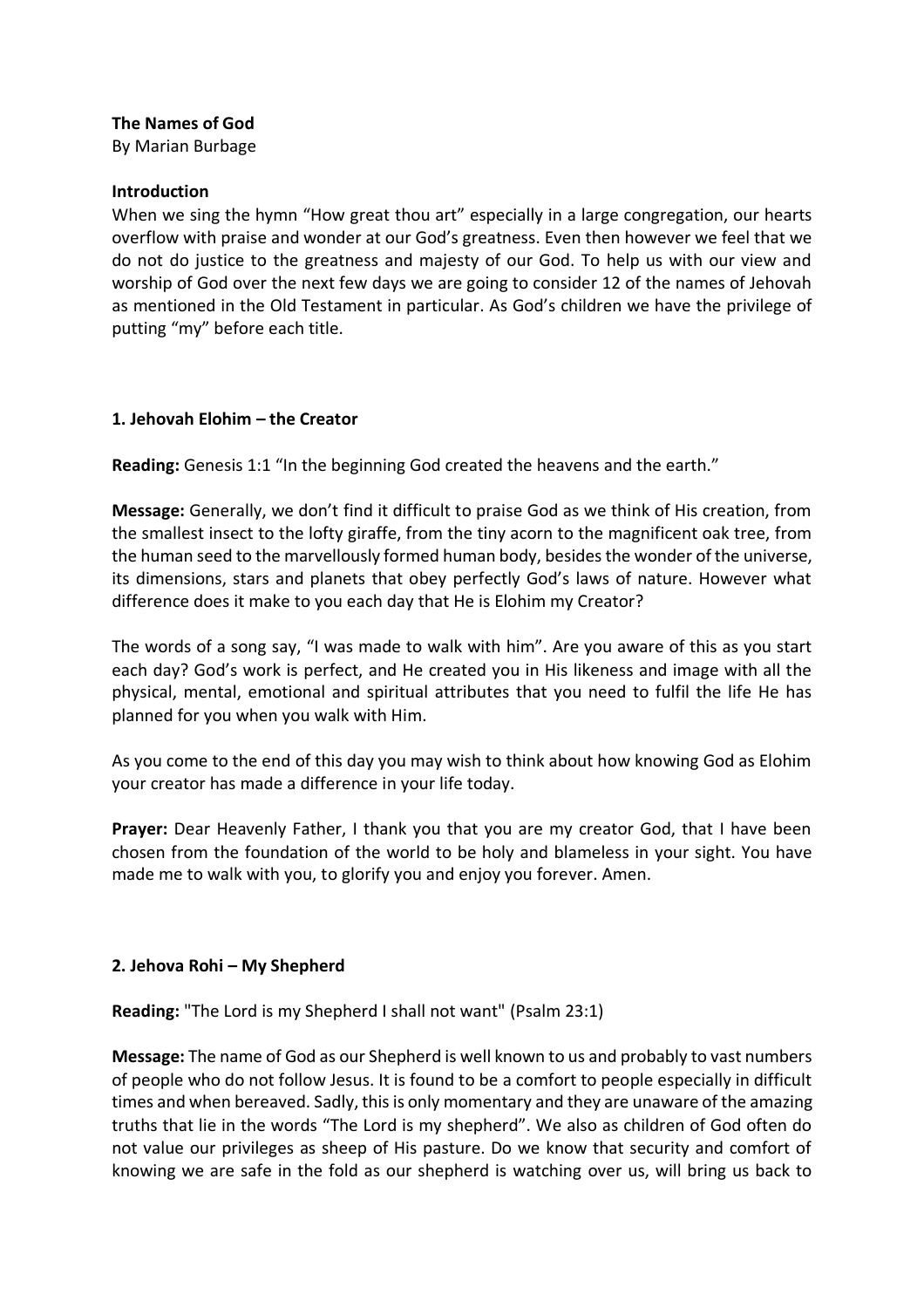**The Names of God**
By Marian Burbage

**Introduction**
When we sing the hymn "How great thou art" especially in a large congregation, our hearts overflow with praise and wonder at our God's greatness. Even then however we feel that we do not do justice to the greatness and majesty of our God. To help us with our view and worship of God over the next few days we are going to consider 12 of the names of Jehovah as mentioned in the Old Testament in particular. As God's children we have the privilege of putting "my" before each title.

**1. Jehovah Elohim – the Creator**

**Reading:** Genesis 1:1 "In the beginning God created the heavens and the earth."

**Message:** Generally, we don't find it difficult to praise God as we think of His creation, from the smallest insect to the lofty giraffe, from the tiny acorn to the magnificent oak tree, from the human seed to the marvellously formed human body, besides the wonder of the universe, its dimensions, stars and planets that obey perfectly God's laws of nature. However what difference does it make to you each day that He is Elohim my Creator?

The words of a song say, "I was made to walk with him". Are you aware of this as you start each day? God's work is perfect, and He created you in His likeness and image with all the physical, mental, emotional and spiritual attributes that you need to fulfil the life He has planned for you when you walk with Him.

As you come to the end of this day you may wish to think about how knowing God as Elohim your creator has made a difference in your life today.

**Prayer:** Dear Heavenly Father, I thank you that you are my creator God, that I have been chosen from the foundation of the world to be holy and blameless in your sight. You have made me to walk with you, to glorify you and enjoy you forever. Amen.

**2. Jehova Rohi – My Shepherd**

**Reading:** "The Lord is my Shepherd I shall not want" (Psalm 23:1)

**Message:** The name of God as our Shepherd is well known to us and probably to vast numbers of people who do not follow Jesus. It is found to be a comfort to people especially in difficult times and when bereaved. Sadly, this is only momentary and they are unaware of the amazing truths that lie in the words "The Lord is my shepherd". We also as children of God often do not value our privileges as sheep of His pasture. Do we know that security and comfort of knowing we are safe in the fold as our shepherd is watching over us, will bring us back to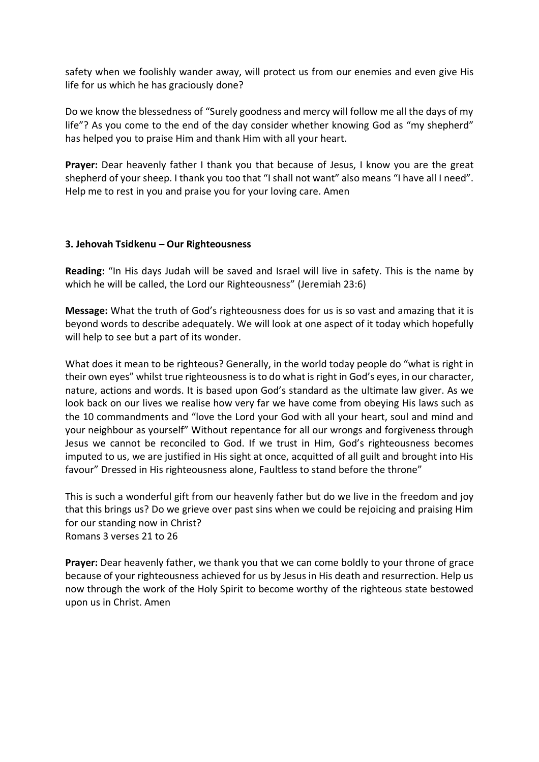safety when we foolishly wander away, will protect us from our enemies and even give His life for us which he has graciously done?

Do we know the blessedness of "Surely goodness and mercy will follow me all the days of my life"? As you come to the end of the day consider whether knowing God as "my shepherd" has helped you to praise Him and thank Him with all your heart.

**Prayer:** Dear heavenly father I thank you that because of Jesus, I know you are the great shepherd of your sheep. I thank you too that "I shall not want" also means "I have all I need". Help me to rest in you and praise you for your loving care. Amen

### 3. Jehovah Tsidkenu – Our Righteousness

**Reading:** "In His days Judah will be saved and Israel will live in safety. This is the name by which he will be called, the Lord our Righteousness" (Jeremiah 23:6)

**Message:** What the truth of God's righteousness does for us is so vast and amazing that it is beyond words to describe adequately. We will look at one aspect of it today which hopefully will help to see but a part of its wonder.

What does it mean to be righteous? Generally, in the world today people do "what is right in their own eyes" whilst true righteousness is to do what is right in God's eyes, in our character, nature, actions and words. It is based upon God's standard as the ultimate law giver. As we look back on our lives we realise how very far we have come from obeying His laws such as the 10 commandments and "love the Lord your God with all your heart, soul and mind and your neighbour as yourself" Without repentance for all our wrongs and forgiveness through Jesus we cannot be reconciled to God. If we trust in Him, God's righteousness becomes imputed to us, we are justified in His sight at once, acquitted of all guilt and brought into His favour" Dressed in His righteousness alone, Faultless to stand before the throne"

This is such a wonderful gift from our heavenly father but do we live in the freedom and joy that this brings us? Do we grieve over past sins when we could be rejoicing and praising Him for our standing now in Christ?
Romans 3 verses 21 to 26

**Prayer:** Dear heavenly father, we thank you that we can come boldly to your throne of grace because of your righteousness achieved for us by Jesus in His death and resurrection. Help us now through the work of the Holy Spirit to become worthy of the righteous state bestowed upon us in Christ. Amen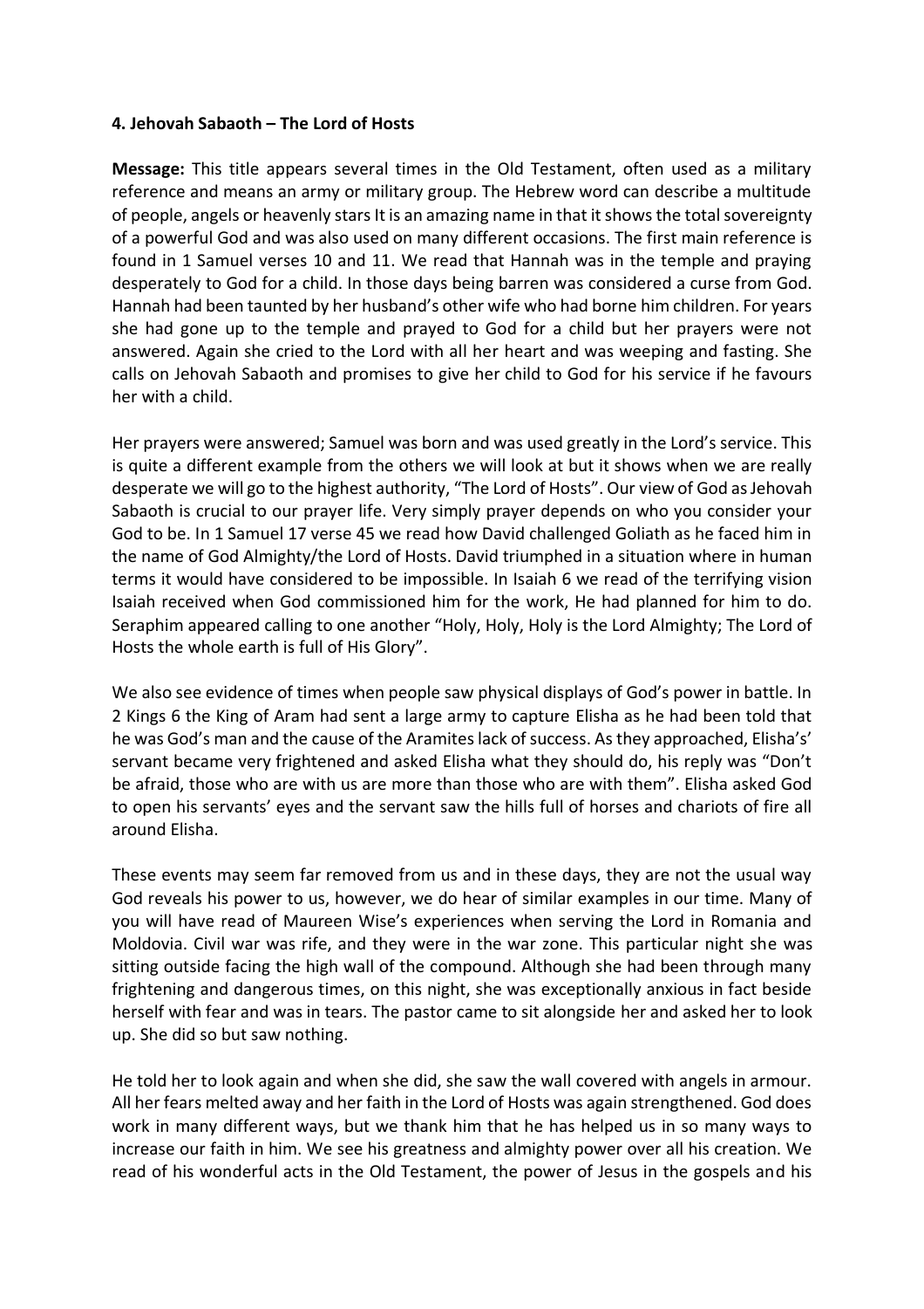**4. Jehovah Sabaoth – The Lord of Hosts**

**Message:** This title appears several times in the Old Testament, often used as a military reference and means an army or military group. The Hebrew word can describe a multitude of people, angels or heavenly stars It is an amazing name in that it shows the total sovereignty of a powerful God and was also used on many different occasions. The first main reference is found in 1 Samuel verses 10 and 11. We read that Hannah was in the temple and praying desperately to God for a child. In those days being barren was considered a curse from God. Hannah had been taunted by her husband's other wife who had borne him children. For years she had gone up to the temple and prayed to God for a child but her prayers were not answered. Again she cried to the Lord with all her heart and was weeping and fasting. She calls on Jehovah Sabaoth and promises to give her child to God for his service if he favours her with a child.

Her prayers were answered; Samuel was born and was used greatly in the Lord's service. This is quite a different example from the others we will look at but it shows when we are really desperate we will go to the highest authority, "The Lord of Hosts". Our view of God as Jehovah Sabaoth is crucial to our prayer life. Very simply prayer depends on who you consider your God to be. In 1 Samuel 17 verse 45 we read how David challenged Goliath as he faced him in the name of God Almighty/the Lord of Hosts. David triumphed in a situation where in human terms it would have considered to be impossible. In Isaiah 6 we read of the terrifying vision Isaiah received when God commissioned him for the work, He had planned for him to do. Seraphim appeared calling to one another "Holy, Holy, Holy is the Lord Almighty; The Lord of Hosts the whole earth is full of His Glory".

We also see evidence of times when people saw physical displays of God's power in battle. In 2 Kings 6 the King of Aram had sent a large army to capture Elisha as he had been told that he was God's man and the cause of the Aramites lack of success. As they approached, Elisha's' servant became very frightened and asked Elisha what they should do, his reply was "Don't be afraid, those who are with us are more than those who are with them". Elisha asked God to open his servants' eyes and the servant saw the hills full of horses and chariots of fire all around Elisha.

These events may seem far removed from us and in these days, they are not the usual way God reveals his power to us, however, we do hear of similar examples in our time. Many of you will have read of Maureen Wise's experiences when serving the Lord in Romania and Moldovia. Civil war was rife, and they were in the war zone. This particular night she was sitting outside facing the high wall of the compound. Although she had been through many frightening and dangerous times, on this night, she was exceptionally anxious in fact beside herself with fear and was in tears. The pastor came to sit alongside her and asked her to look up. She did so but saw nothing.

He told her to look again and when she did, she saw the wall covered with angels in armour. All her fears melted away and her faith in the Lord of Hosts was again strengthened. God does work in many different ways, but we thank him that he has helped us in so many ways to increase our faith in him. We see his greatness and almighty power over all his creation. We read of his wonderful acts in the Old Testament, the power of Jesus in the gospels and his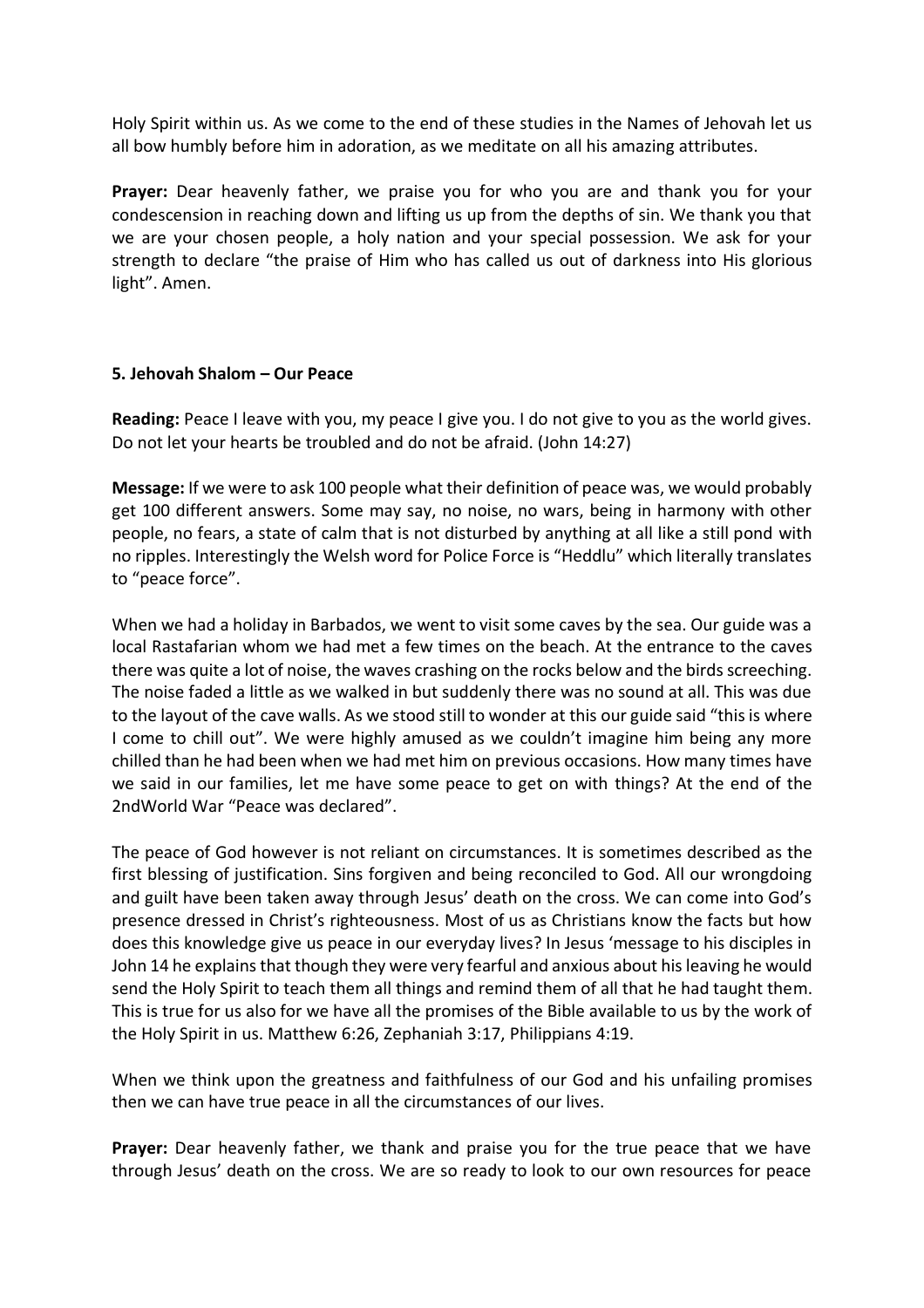Holy Spirit within us. As we come to the end of these studies in the Names of Jehovah let us all bow humbly before him in adoration, as we meditate on all his amazing attributes.

**Prayer:** Dear heavenly father, we praise you for who you are and thank you for your condescension in reaching down and lifting us up from the depths of sin. We thank you that we are your chosen people, a holy nation and your special possession. We ask for your strength to declare "the praise of Him who has called us out of darkness into His glorious light". Amen.

### 5. Jehovah Shalom – Our Peace

**Reading:** Peace I leave with you, my peace I give you. I do not give to you as the world gives. Do not let your hearts be troubled and do not be afraid. (John 14:27)

**Message:** If we were to ask 100 people what their definition of peace was, we would probably get 100 different answers. Some may say, no noise, no wars, being in harmony with other people, no fears, a state of calm that is not disturbed by anything at all like a still pond with no ripples. Interestingly the Welsh word for Police Force is "Heddlu" which literally translates to "peace force".

When we had a holiday in Barbados, we went to visit some caves by the sea. Our guide was a local Rastafarian whom we had met a few times on the beach. At the entrance to the caves there was quite a lot of noise, the waves crashing on the rocks below and the birds screeching. The noise faded a little as we walked in but suddenly there was no sound at all. This was due to the layout of the cave walls. As we stood still to wonder at this our guide said "this is where I come to chill out". We were highly amused as we couldn't imagine him being any more chilled than he had been when we had met him on previous occasions. How many times have we said in our families, let me have some peace to get on with things? At the end of the 2ndWorld War "Peace was declared".

The peace of God however is not reliant on circumstances. It is sometimes described as the first blessing of justification. Sins forgiven and being reconciled to God. All our wrongdoing and guilt have been taken away through Jesus' death on the cross. We can come into God's presence dressed in Christ's righteousness. Most of us as Christians know the facts but how does this knowledge give us peace in our everyday lives? In Jesus 'message to his disciples in John 14 he explains that though they were very fearful and anxious about his leaving he would send the Holy Spirit to teach them all things and remind them of all that he had taught them. This is true for us also for we have all the promises of the Bible available to us by the work of the Holy Spirit in us. Matthew 6:26, Zephaniah 3:17, Philippians 4:19.

When we think upon the greatness and faithfulness of our God and his unfailing promises then we can have true peace in all the circumstances of our lives.

**Prayer:** Dear heavenly father, we thank and praise you for the true peace that we have through Jesus' death on the cross. We are so ready to look to our own resources for peace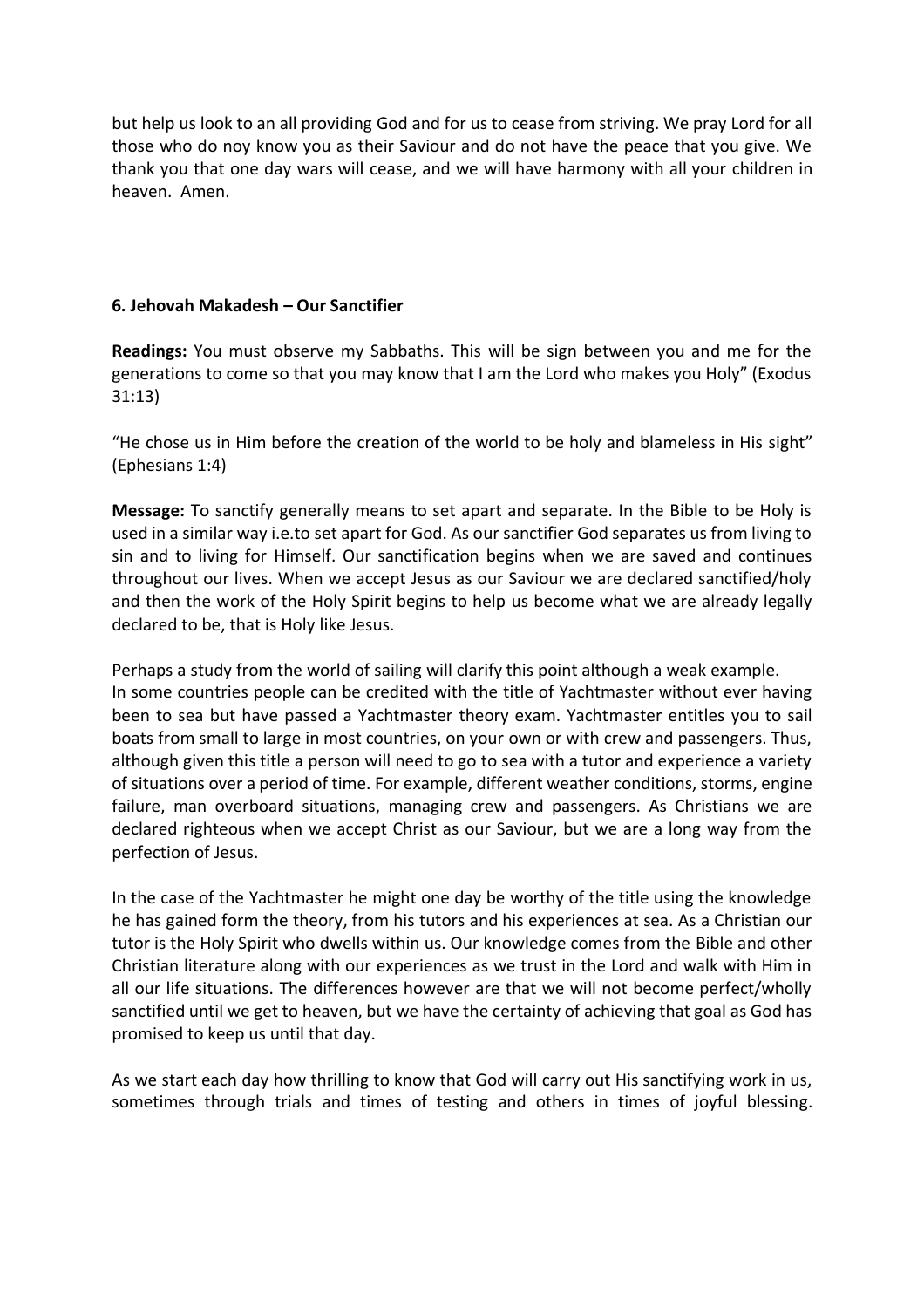but help us look to an all providing God and for us to cease from striving. We pray Lord for all those who do noy know you as their Saviour and do not have the peace that you give. We thank you that one day wars will cease, and we will have harmony with all your children in heaven. Amen.

### 6. Jehovah Makadesh – Our Sanctifier

**Readings:** You must observe my Sabbaths. This will be sign between you and me for the generations to come so that you may know that I am the Lord who makes you Holy" (Exodus 31:13)

"He chose us in Him before the creation of the world to be holy and blameless in His sight" (Ephesians 1:4)

**Message:** To sanctify generally means to set apart and separate. In the Bible to be Holy is used in a similar way i.e.to set apart for God. As our sanctifier God separates us from living to sin and to living for Himself. Our sanctification begins when we are saved and continues throughout our lives. When we accept Jesus as our Saviour we are declared sanctified/holy and then the work of the Holy Spirit begins to help us become what we are already legally declared to be, that is Holy like Jesus.

Perhaps a study from the world of sailing will clarify this point although a weak example.
In some countries people can be credited with the title of Yachtmaster without ever having been to sea but have passed a Yachtmaster theory exam. Yachtmaster entitles you to sail boats from small to large in most countries, on your own or with crew and passengers. Thus, although given this title a person will need to go to sea with a tutor and experience a variety of situations over a period of time. For example, different weather conditions, storms, engine failure, man overboard situations, managing crew and passengers. As Christians we are declared righteous when we accept Christ as our Saviour, but we are a long way from the perfection of Jesus.

In the case of the Yachtmaster he might one day be worthy of the title using the knowledge he has gained form the theory, from his tutors and his experiences at sea. As a Christian our tutor is the Holy Spirit who dwells within us. Our knowledge comes from the Bible and other Christian literature along with our experiences as we trust in the Lord and walk with Him in all our life situations. The differences however are that we will not become perfect/wholly sanctified until we get to heaven, but we have the certainty of achieving that goal as God has promised to keep us until that day.

As we start each day how thrilling to know that God will carry out His sanctifying work in us, sometimes through trials and times of testing and others in times of joyful blessing.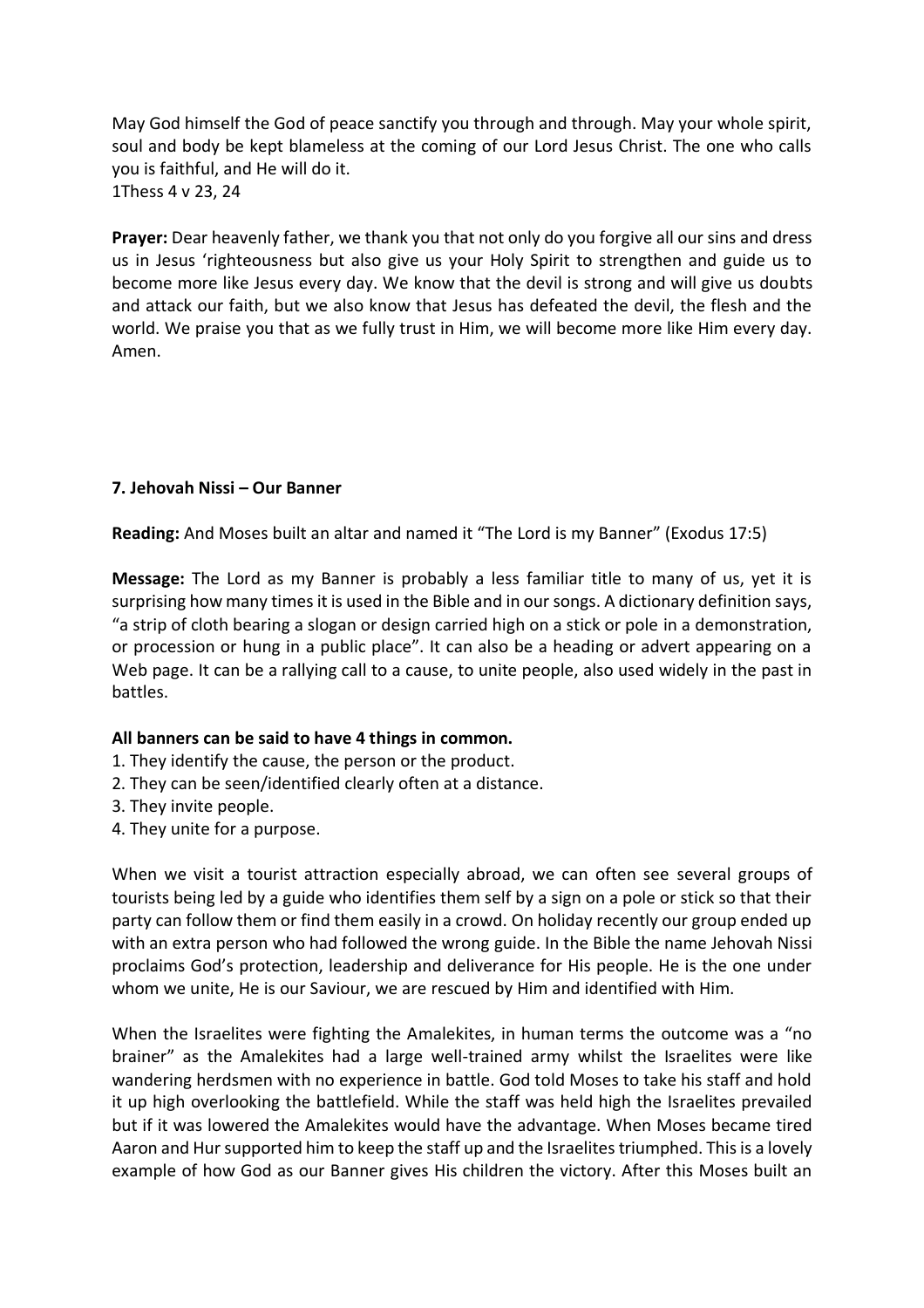May God himself the God of peace sanctify you through and through. May your whole spirit, soul and body be kept blameless at the coming of our Lord Jesus Christ. The one who calls you is faithful, and He will do it.
1Thess 4 v 23, 24

**Prayer:** Dear heavenly father, we thank you that not only do you forgive all our sins and dress us in Jesus 'righteousness but also give us your Holy Spirit to strengthen and guide us to become more like Jesus every day. We know that the devil is strong and will give us doubts and attack our faith, but we also know that Jesus has defeated the devil, the flesh and the world. We praise you that as we fully trust in Him, we will become more like Him every day. Amen.

### 7. Jehovah Nissi – Our Banner

**Reading:** And Moses built an altar and named it "The Lord is my Banner" (Exodus 17:5)

**Message:** The Lord as my Banner is probably a less familiar title to many of us, yet it is surprising how many times it is used in the Bible and in our songs. A dictionary definition says, "a strip of cloth bearing a slogan or design carried high on a stick or pole in a demonstration, or procession or hung in a public place". It can also be a heading or advert appearing on a Web page. It can be a rallying call to a cause, to unite people, also used widely in the past in battles.

**All banners can be said to have 4 things in common.**

1. They identify the cause, the person or the product.
2. They can be seen/identified clearly often at a distance.
3. They invite people.
4. They unite for a purpose.

When we visit a tourist attraction especially abroad, we can often see several groups of tourists being led by a guide who identifies them self by a sign on a pole or stick so that their party can follow them or find them easily in a crowd. On holiday recently our group ended up with an extra person who had followed the wrong guide. In the Bible the name Jehovah Nissi proclaims God's protection, leadership and deliverance for His people. He is the one under whom we unite, He is our Saviour, we are rescued by Him and identified with Him.

When the Israelites were fighting the Amalekites, in human terms the outcome was a "no brainer" as the Amalekites had a large well-trained army whilst the Israelites were like wandering herdsmen with no experience in battle. God told Moses to take his staff and hold it up high overlooking the battlefield. While the staff was held high the Israelites prevailed but if it was lowered the Amalekites would have the advantage. When Moses became tired Aaron and Hur supported him to keep the staff up and the Israelites triumphed. This is a lovely example of how God as our Banner gives His children the victory. After this Moses built an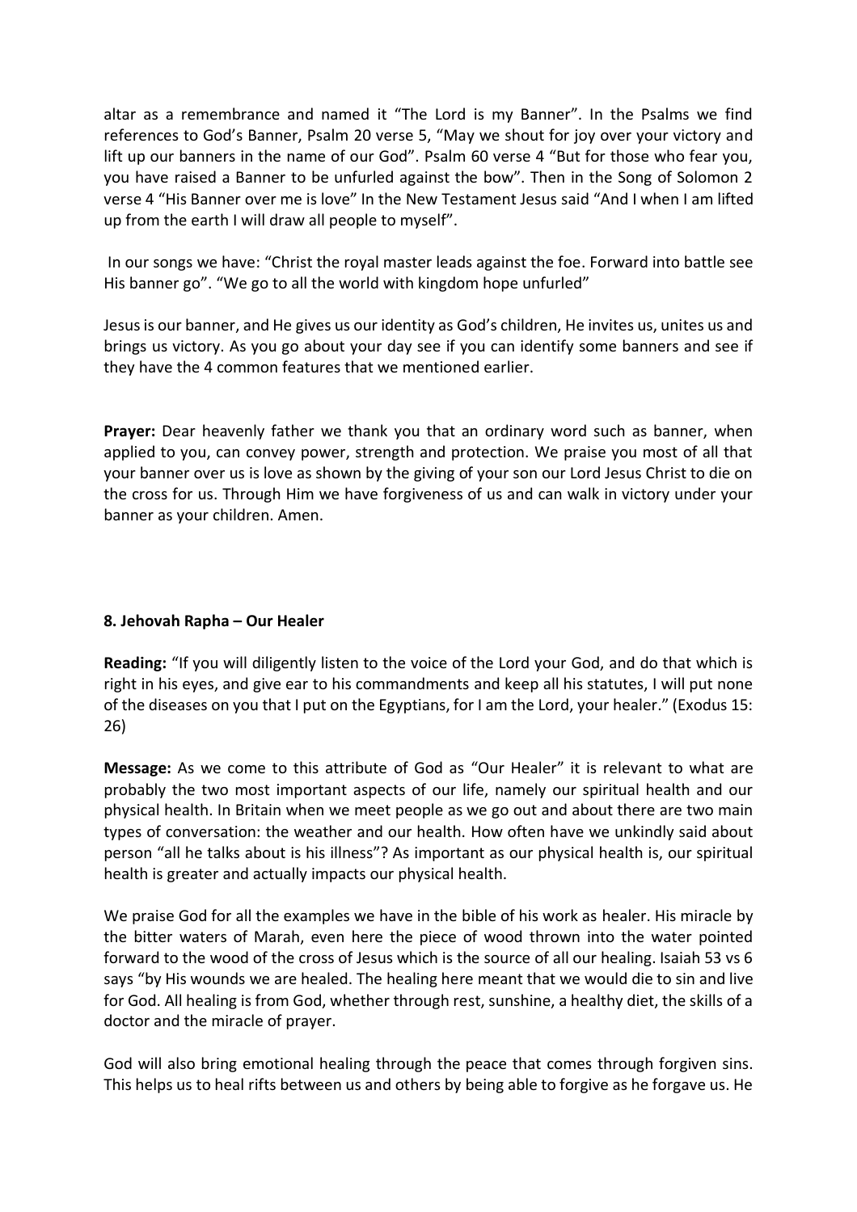altar as a remembrance and named it "The Lord is my Banner". In the Psalms we find references to God's Banner, Psalm 20 verse 5, "May we shout for joy over your victory and lift up our banners in the name of our God". Psalm 60 verse 4 "But for those who fear you, you have raised a Banner to be unfurled against the bow". Then in the Song of Solomon 2 verse 4 "His Banner over me is love" In the New Testament Jesus said "And I when I am lifted up from the earth I will draw all people to myself".

In our songs we have: "Christ the royal master leads against the foe. Forward into battle see His banner go". "We go to all the world with kingdom hope unfurled"

Jesus is our banner, and He gives us our identity as God's children, He invites us, unites us and brings us victory. As you go about your day see if you can identify some banners and see if they have the 4 common features that we mentioned earlier.

**Prayer:** Dear heavenly father we thank you that an ordinary word such as banner, when applied to you, can convey power, strength and protection. We praise you most of all that your banner over us is love as shown by the giving of your son our Lord Jesus Christ to die on the cross for us. Through Him we have forgiveness of us and can walk in victory under your banner as your children. Amen.

### 8. Jehovah Rapha – Our Healer

**Reading:** "If you will diligently listen to the voice of the Lord your God, and do that which is right in his eyes, and give ear to his commandments and keep all his statutes, I will put none of the diseases on you that I put on the Egyptians, for I am the Lord, your healer." (Exodus 15: 26)

**Message:** As we come to this attribute of God as "Our Healer" it is relevant to what are probably the two most important aspects of our life, namely our spiritual health and our physical health. In Britain when we meet people as we go out and about there are two main types of conversation: the weather and our health. How often have we unkindly said about person "all he talks about is his illness"? As important as our physical health is, our spiritual health is greater and actually impacts our physical health.

We praise God for all the examples we have in the bible of his work as healer. His miracle by the bitter waters of Marah, even here the piece of wood thrown into the water pointed forward to the wood of the cross of Jesus which is the source of all our healing. Isaiah 53 vs 6 says "by His wounds we are healed. The healing here meant that we would die to sin and live for God. All healing is from God, whether through rest, sunshine, a healthy diet, the skills of a doctor and the miracle of prayer.

God will also bring emotional healing through the peace that comes through forgiven sins. This helps us to heal rifts between us and others by being able to forgive as he forgave us. He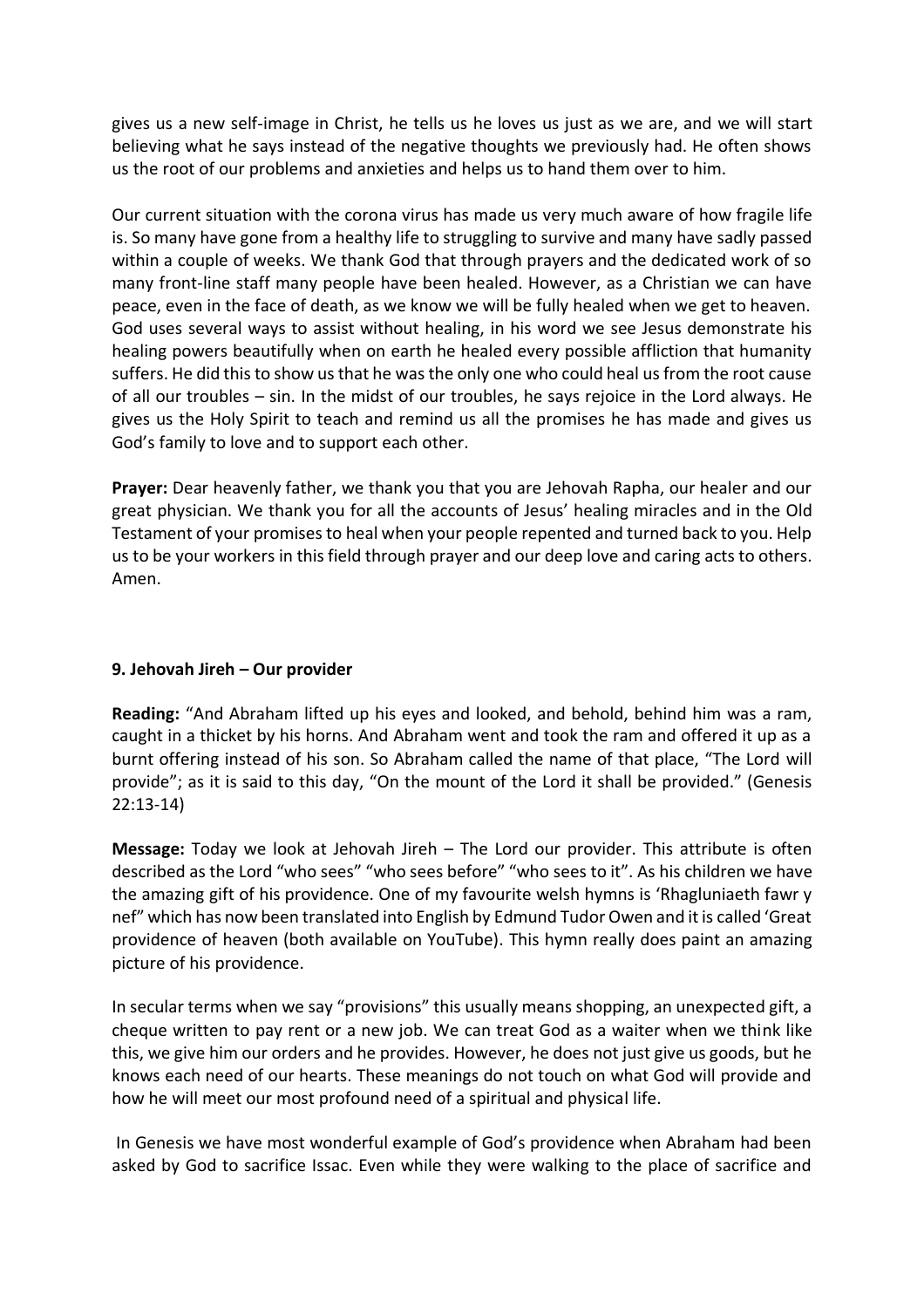gives us a new self-image in Christ, he tells us he loves us just as we are, and we will start believing what he says instead of the negative thoughts we previously had. He often shows us the root of our problems and anxieties and helps us to hand them over to him.

Our current situation with the corona virus has made us very much aware of how fragile life is. So many have gone from a healthy life to struggling to survive and many have sadly passed within a couple of weeks. We thank God that through prayers and the dedicated work of so many front-line staff many people have been healed. However, as a Christian we can have peace, even in the face of death, as we know we will be fully healed when we get to heaven. God uses several ways to assist without healing, in his word we see Jesus demonstrate his healing powers beautifully when on earth he healed every possible affliction that humanity suffers. He did this to show us that he was the only one who could heal us from the root cause of all our troubles – sin. In the midst of our troubles, he says rejoice in the Lord always. He gives us the Holy Spirit to teach and remind us all the promises he has made and gives us God's family to love and to support each other.

**Prayer:** Dear heavenly father, we thank you that you are Jehovah Rapha, our healer and our great physician. We thank you for all the accounts of Jesus' healing miracles and in the Old Testament of your promises to heal when your people repented and turned back to you. Help us to be your workers in this field through prayer and our deep love and caring acts to others. Amen.

### 9. Jehovah Jireh – Our provider

**Reading:** "And Abraham lifted up his eyes and looked, and behold, behind him was a ram, caught in a thicket by his horns. And Abraham went and took the ram and offered it up as a burnt offering instead of his son. So Abraham called the name of that place, "The Lord will provide"; as it is said to this day, "On the mount of the Lord it shall be provided." (Genesis 22:13-14)

**Message:** Today we look at Jehovah Jireh – The Lord our provider. This attribute is often described as the Lord "who sees" "who sees before" "who sees to it". As his children we have the amazing gift of his providence. One of my favourite welsh hymns is 'Rhagluniaeth fawr y nef" which has now been translated into English by Edmund Tudor Owen and it is called 'Great providence of heaven (both available on YouTube). This hymn really does paint an amazing picture of his providence.

In secular terms when we say "provisions" this usually means shopping, an unexpected gift, a cheque written to pay rent or a new job. We can treat God as a waiter when we think like this, we give him our orders and he provides. However, he does not just give us goods, but he knows each need of our hearts. These meanings do not touch on what God will provide and how he will meet our most profound need of a spiritual and physical life.

In Genesis we have most wonderful example of God's providence when Abraham had been asked by God to sacrifice Issac. Even while they were walking to the place of sacrifice and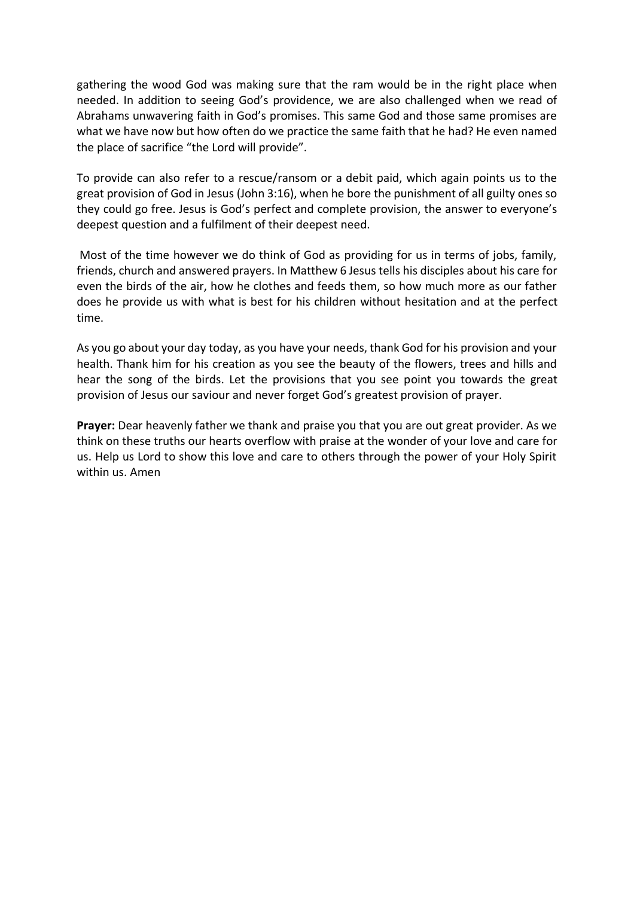gathering the wood God was making sure that the ram would be in the right place when needed. In addition to seeing God's providence, we are also challenged when we read of Abrahams unwavering faith in God's promises. This same God and those same promises are what we have now but how often do we practice the same faith that he had? He even named the place of sacrifice "the Lord will provide".

To provide can also refer to a rescue/ransom or a debit paid, which again points us to the great provision of God in Jesus (John 3:16), when he bore the punishment of all guilty ones so they could go free. Jesus is God's perfect and complete provision, the answer to everyone's deepest question and a fulfilment of their deepest need.

Most of the time however we do think of God as providing for us in terms of jobs, family, friends, church and answered prayers. In Matthew 6 Jesus tells his disciples about his care for even the birds of the air, how he clothes and feeds them, so how much more as our father does he provide us with what is best for his children without hesitation and at the perfect time.

As you go about your day today, as you have your needs, thank God for his provision and your health. Thank him for his creation as you see the beauty of the flowers, trees and hills and hear the song of the birds. Let the provisions that you see point you towards the great provision of Jesus our saviour and never forget God's greatest provision of prayer.

**Prayer:** Dear heavenly father we thank and praise you that you are out great provider. As we think on these truths our hearts overflow with praise at the wonder of your love and care for us. Help us Lord to show this love and care to others through the power of your Holy Spirit within us. Amen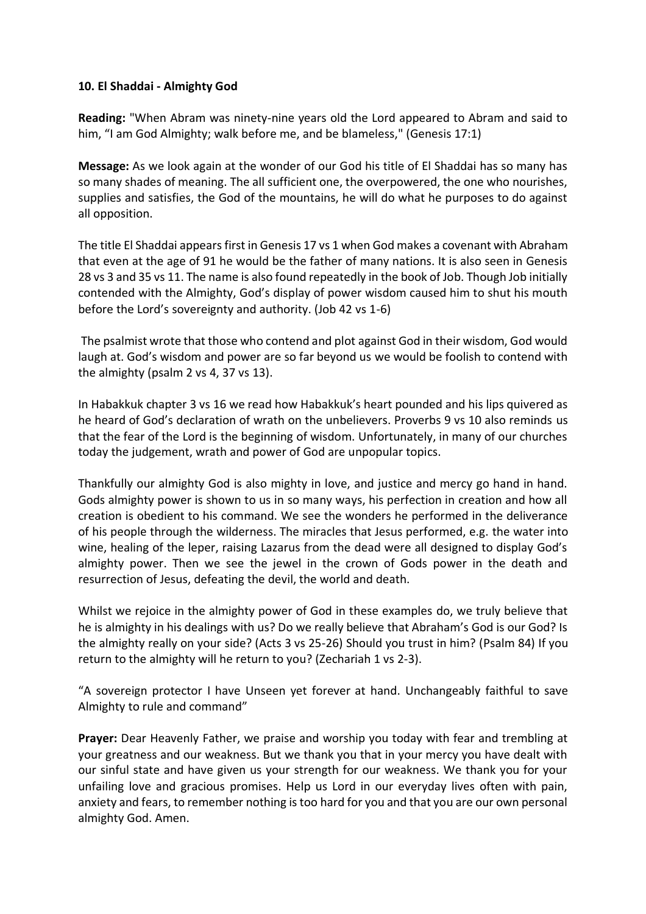**10. El Shaddai - Almighty God**

**Reading:** "When Abram was ninety-nine years old the Lord appeared to Abram and said to him, "I am God Almighty; walk before me, and be blameless," (Genesis 17:1)

**Message:** As we look again at the wonder of our God his title of El Shaddai has so many has so many shades of meaning. The all sufficient one, the overpowered, the one who nourishes, supplies and satisfies, the God of the mountains, he will do what he purposes to do against all opposition.

The title El Shaddai appears first in Genesis 17 vs 1 when God makes a covenant with Abraham that even at the age of 91 he would be the father of many nations. It is also seen in Genesis 28 vs 3 and 35 vs 11. The name is also found repeatedly in the book of Job. Though Job initially contended with the Almighty, God's display of power wisdom caused him to shut his mouth before the Lord's sovereignty and authority. (Job 42 vs 1-6)

The psalmist wrote that those who contend and plot against God in their wisdom, God would laugh at. God's wisdom and power are so far beyond us we would be foolish to contend with the almighty (psalm 2 vs 4, 37 vs 13).

In Habakkuk chapter 3 vs 16 we read how Habakkuk's heart pounded and his lips quivered as he heard of God's declaration of wrath on the unbelievers. Proverbs 9 vs 10 also reminds us that the fear of the Lord is the beginning of wisdom. Unfortunately, in many of our churches today the judgement, wrath and power of God are unpopular topics.

Thankfully our almighty God is also mighty in love, and justice and mercy go hand in hand. Gods almighty power is shown to us in so many ways, his perfection in creation and how all creation is obedient to his command. We see the wonders he performed in the deliverance of his people through the wilderness. The miracles that Jesus performed, e.g. the water into wine, healing of the leper, raising Lazarus from the dead were all designed to display God's almighty power. Then we see the jewel in the crown of Gods power in the death and resurrection of Jesus, defeating the devil, the world and death.

Whilst we rejoice in the almighty power of God in these examples do, we truly believe that he is almighty in his dealings with us? Do we really believe that Abraham's God is our God? Is the almighty really on your side? (Acts 3 vs 25-26) Should you trust in him? (Psalm 84) If you return to the almighty will he return to you? (Zechariah 1 vs 2-3).

"A sovereign protector I have Unseen yet forever at hand. Unchangeably faithful to save Almighty to rule and command"

**Prayer:** Dear Heavenly Father, we praise and worship you today with fear and trembling at your greatness and our weakness. But we thank you that in your mercy you have dealt with our sinful state and have given us your strength for our weakness. We thank you for your unfailing love and gracious promises. Help us Lord in our everyday lives often with pain, anxiety and fears, to remember nothing is too hard for you and that you are our own personal almighty God. Amen.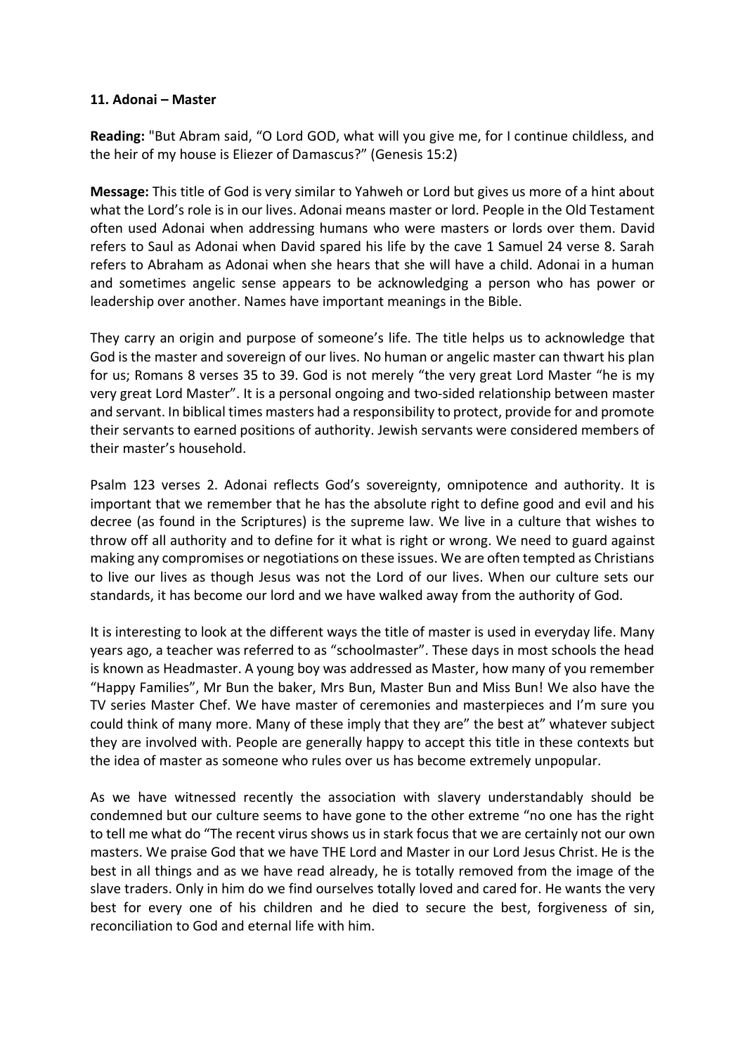**11. Adonai – Master**

**Reading:** "But Abram said, "O Lord GOD, what will you give me, for I continue childless, and the heir of my house is Eliezer of Damascus?" (Genesis 15:2)

**Message:** This title of God is very similar to Yahweh or Lord but gives us more of a hint about what the Lord's role is in our lives. Adonai means master or lord. People in the Old Testament often used Adonai when addressing humans who were masters or lords over them. David refers to Saul as Adonai when David spared his life by the cave 1 Samuel 24 verse 8. Sarah refers to Abraham as Adonai when she hears that she will have a child. Adonai in a human and sometimes angelic sense appears to be acknowledging a person who has power or leadership over another. Names have important meanings in the Bible.

They carry an origin and purpose of someone's life. The title helps us to acknowledge that God is the master and sovereign of our lives. No human or angelic master can thwart his plan for us; Romans 8 verses 35 to 39. God is not merely "the very great Lord Master "he is my very great Lord Master". It is a personal ongoing and two-sided relationship between master and servant. In biblical times masters had a responsibility to protect, provide for and promote their servants to earned positions of authority. Jewish servants were considered members of their master's household.

Psalm 123 verses 2. Adonai reflects God's sovereignty, omnipotence and authority. It is important that we remember that he has the absolute right to define good and evil and his decree (as found in the Scriptures) is the supreme law. We live in a culture that wishes to throw off all authority and to define for it what is right or wrong. We need to guard against making any compromises or negotiations on these issues. We are often tempted as Christians to live our lives as though Jesus was not the Lord of our lives. When our culture sets our standards, it has become our lord and we have walked away from the authority of God.

It is interesting to look at the different ways the title of master is used in everyday life. Many years ago, a teacher was referred to as "schoolmaster". These days in most schools the head is known as Headmaster. A young boy was addressed as Master, how many of you remember "Happy Families", Mr Bun the baker, Mrs Bun, Master Bun and Miss Bun! We also have the TV series Master Chef. We have master of ceremonies and masterpieces and I'm sure you could think of many more. Many of these imply that they are" the best at" whatever subject they are involved with. People are generally happy to accept this title in these contexts but the idea of master as someone who rules over us has become extremely unpopular.

As we have witnessed recently the association with slavery understandably should be condemned but our culture seems to have gone to the other extreme "no one has the right to tell me what do "The recent virus shows us in stark focus that we are certainly not our own masters. We praise God that we have THE Lord and Master in our Lord Jesus Christ. He is the best in all things and as we have read already, he is totally removed from the image of the slave traders. Only in him do we find ourselves totally loved and cared for. He wants the very best for every one of his children and he died to secure the best, forgiveness of sin, reconciliation to God and eternal life with him.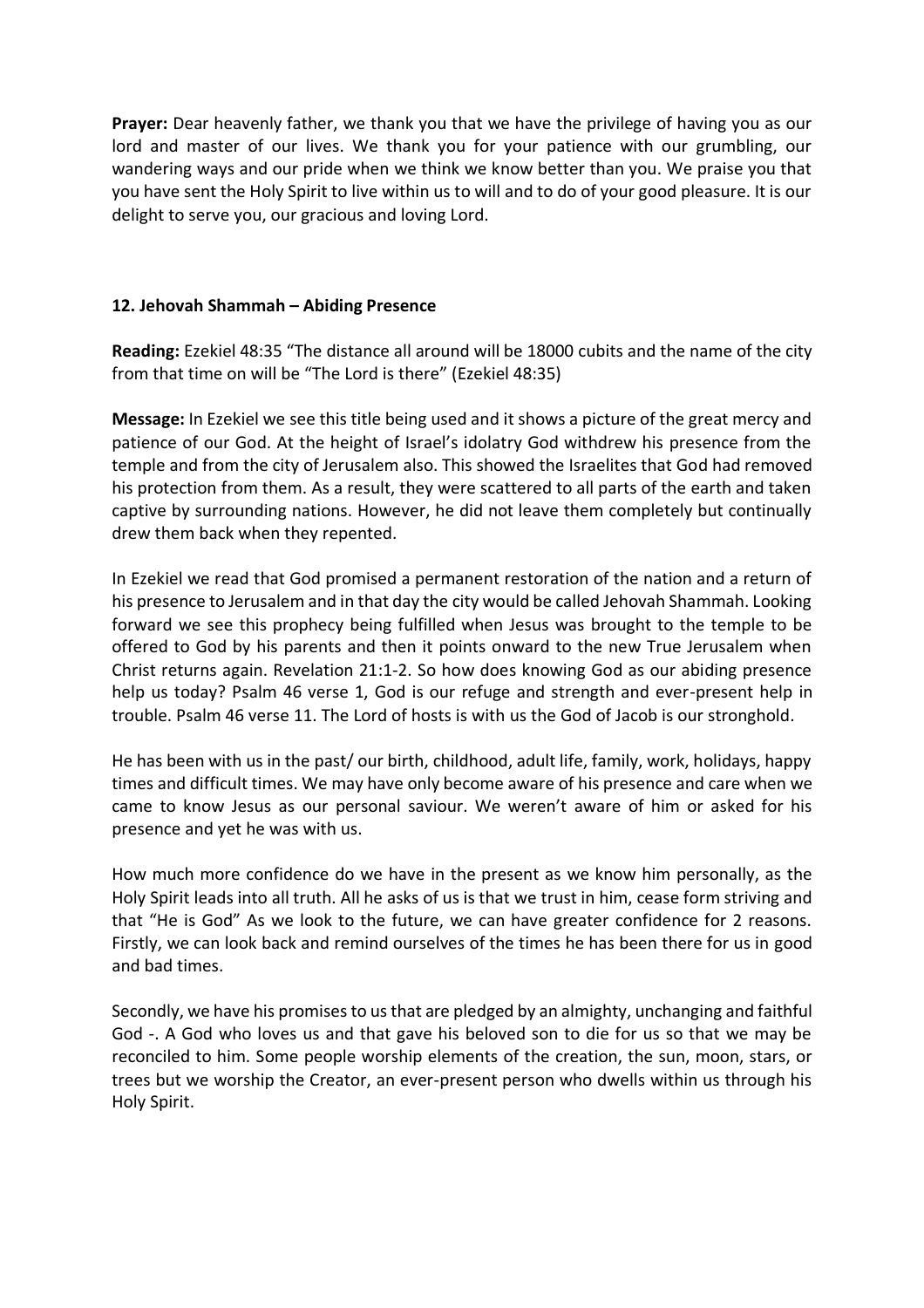**Prayer:** Dear heavenly father, we thank you that we have the privilege of having you as our lord and master of our lives. We thank you for your patience with our grumbling, our wandering ways and our pride when we think we know better than you. We praise you that you have sent the Holy Spirit to live within us to will and to do of your good pleasure. It is our delight to serve you, our gracious and loving Lord.

**12. Jehovah Shammah – Abiding Presence**

**Reading:** Ezekiel 48:35 "The distance all around will be 18000 cubits and the name of the city from that time on will be "The Lord is there" (Ezekiel 48:35)

**Message:** In Ezekiel we see this title being used and it shows a picture of the great mercy and patience of our God. At the height of Israel's idolatry God withdrew his presence from the temple and from the city of Jerusalem also. This showed the Israelites that God had removed his protection from them. As a result, they were scattered to all parts of the earth and taken captive by surrounding nations. However, he did not leave them completely but continually drew them back when they repented.

In Ezekiel we read that God promised a permanent restoration of the nation and a return of his presence to Jerusalem and in that day the city would be called Jehovah Shammah. Looking forward we see this prophecy being fulfilled when Jesus was brought to the temple to be offered to God by his parents and then it points onward to the new True Jerusalem when Christ returns again. Revelation 21:1-2. So how does knowing God as our abiding presence help us today? Psalm 46 verse 1, God is our refuge and strength and ever-present help in trouble. Psalm 46 verse 11. The Lord of hosts is with us the God of Jacob is our stronghold.

He has been with us in the past/ our birth, childhood, adult life, family, work, holidays, happy times and difficult times. We may have only become aware of his presence and care when we came to know Jesus as our personal saviour. We weren't aware of him or asked for his presence and yet he was with us.

How much more confidence do we have in the present as we know him personally, as the Holy Spirit leads into all truth. All he asks of us is that we trust in him, cease form striving and that "He is God" As we look to the future, we can have greater confidence for 2 reasons. Firstly, we can look back and remind ourselves of the times he has been there for us in good and bad times.

Secondly, we have his promises to us that are pledged by an almighty, unchanging and faithful God -. A God who loves us and that gave his beloved son to die for us so that we may be reconciled to him. Some people worship elements of the creation, the sun, moon, stars, or trees but we worship the Creator, an ever-present person who dwells within us through his Holy Spirit.